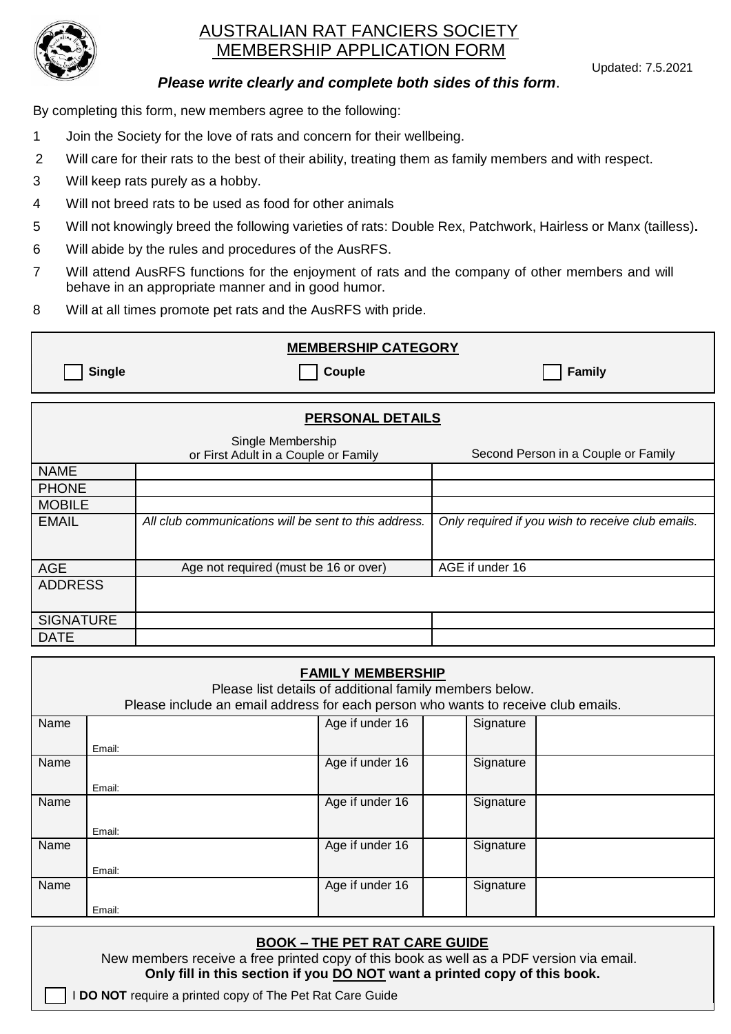# AUSTRALIAN RAT FANCIERS SOCIETY
# MEMBERSHIP APPLICATION FORM

Updated: 7.5.2021

***Please write clearly and complete both sides of this form*.**

By completing this form, new members agree to the following:

1. Join the Society for the love of rats and concern for their wellbeing.
2. Will care for their rats to the best of their ability, treating them as family members and with respect.
3. Will keep rats purely as a hobby.
4. Will not breed rats to be used as food for other animals
5. Will not knowingly breed the following varieties of rats: Double Rex, Patchwork, Hairless or Manx (tailless)**.**
6. Will abide by the rules and procedures of the AusRFS.
7. Will attend AusRFS functions for the enjoyment of rats and the company of other members and will behave in an appropriate manner and in good humor.
8. Will at all times promote pet rats and the AusRFS with pride.

## MEMBERSHIP CATEGORY

☐ **Single** ☐ **Couple** ☐ **Family**

## PERSONAL DETAILS

| | Single Membership or First Adult in a Couple or Family | Second Person in a Couple or Family |
|---|---|---|
| NAME | | |
| PHONE | | |
| MOBILE | | |
| EMAIL | *All club communications will be sent to this address.* | *Only required if you wish to receive club emails.* |
| AGE | Age not required (must be 16 or over) | AGE if under 16 |
| ADDRESS | | |
| SIGNATURE | | |
| DATE | | |

## FAMILY MEMBERSHIP

Please list details of additional family members below.
Please include an email address for each person who wants to receive club emails.

| Name | | Age if under 16 | | Signature | |
|---|---|---|---|---|---|
| Name | Email: | Age if under 16 | | Signature | |
| Name | Email: | Age if under 16 | | Signature | |
| Name | Email: | Age if under 16 | | Signature | |
| Name | Email: | Age if under 16 | | Signature | |
| Name | Email: | Age if under 16 | | Signature | |

## BOOK – THE PET RAT CARE GUIDE

New members receive a free printed copy of this book as well as a PDF version via email.
**Only fill in this section if you DO NOT want a printed copy of this book.**

☐ I **DO NOT** require a printed copy of The Pet Rat Care Guide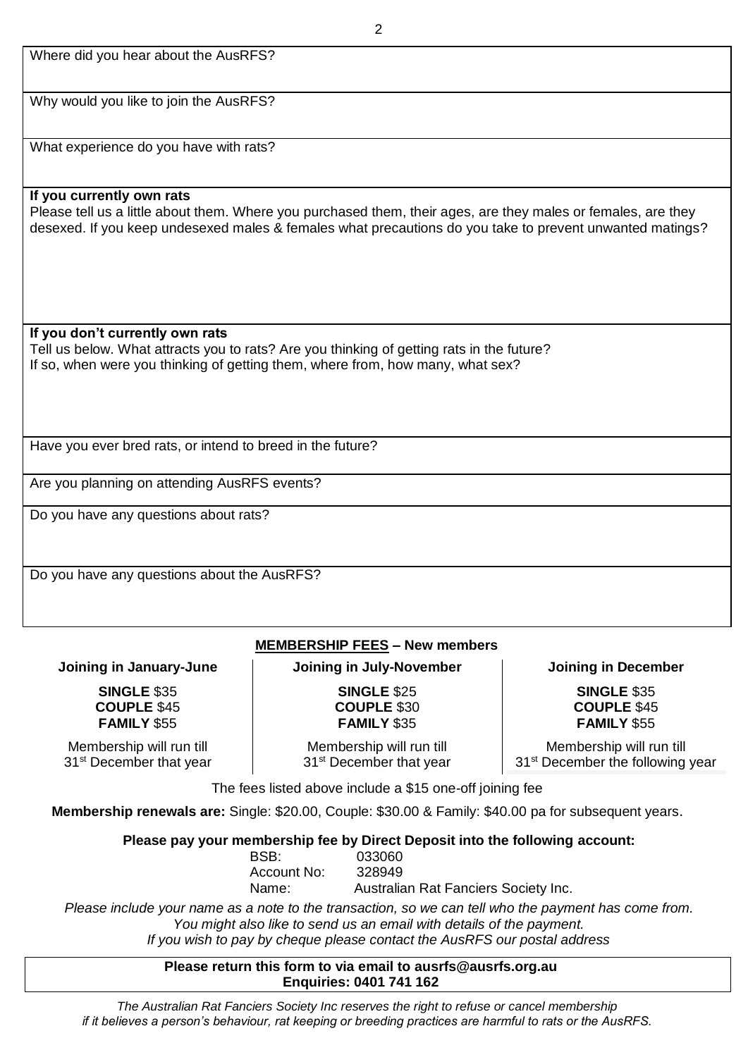Where did you hear about the AusRFS?

Why would you like to join the AusRFS?

What experience do you have with rats?

**If you currently own rats**

Please tell us a little about them. Where you purchased them, their ages, are they males or females, are they desexed. If you keep undesexed males & females what precautions do you take to prevent unwanted matings?

**If you don't currently own rats**

Tell us below. What attracts you to rats? Are you thinking of getting rats in the future?
If so, when were you thinking of getting them, where from, how many, what sex?

Have you ever bred rats, or intend to breed in the future?

Are you planning on attending AusRFS events?

Do you have any questions about rats?

Do you have any questions about the AusRFS?

**MEMBERSHIP FEES – New members**

| Joining in January-June | Joining in July-November | Joining in December |
|---|---|---|
| **SINGLE** $35<br>**COUPLE** $45<br>**FAMILY** $55 | **SINGLE** $25<br>**COUPLE** $30<br>**FAMILY** $35 | **SINGLE** $35<br>**COUPLE** $45<br>**FAMILY** $55 |
| Membership will run till 31st December that year | Membership will run till 31st December that year | Membership will run till 31st December the following year |

The fees listed above include a $15 one-off joining fee

**Membership renewals are:** Single: $20.00, Couple: $30.00 & Family: $40.00 pa for subsequent years.

**Please pay your membership fee by Direct Deposit into the following account:**

BSB: 033060
Account No: 328949
Name: Australian Rat Fanciers Society Inc.

*Please include your name as a note to the transaction, so we can tell who the payment has come from.*
*You might also like to send us an email with details of the payment.*
*If you wish to pay by cheque please contact the AusRFS our postal address*

**Please return this form to via email to ausrfs@ausrfs.org.au**
**Enquiries: 0401 741 162**

*The Australian Rat Fanciers Society Inc reserves the right to refuse or cancel membership if it believes a person's behaviour, rat keeping or breeding practices are harmful to rats or the AusRFS.*